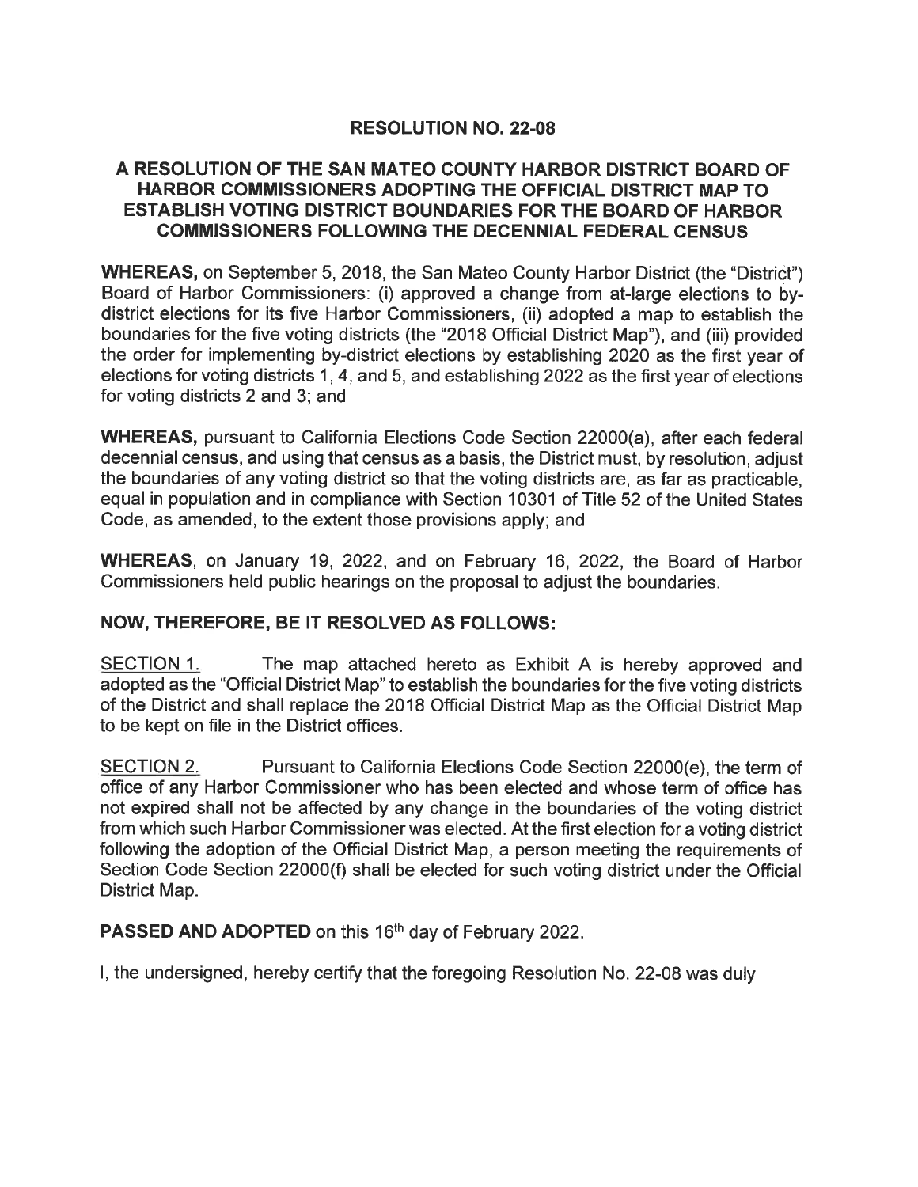# RESOLUTION NO. 22-08

## A RESOLUTION OF THE SAN MATEO COUNTY HARBOR DISTRICT BOARD OF HARBOR COMMISSIONERS ADOPTING THE OFFICIAL DISTRICT MAP TO ESTABLISH VOTING DISTRICT BOUNDARIES FOR THE BOARD OF HARBOR COMMISSIONERS FOLLOWING THE DECENNIAL FEDERAL CENSUS

**WHEREAS,** on September 5, 2018, the San Mateo County Harbor District (the "District") Board of Harbor Commissioners: (i) approved a change from at-large elections to by-district elections for its five Harbor Commissioners, (ii) adopted a map to establish the boundaries for the five voting districts (the "2018 Official District Map"), and (iii) provided the order for implementing by-district elections by establishing 2020 as the first year of elections for voting districts 1, 4, and 5, and establishing 2022 as the first year of elections for voting districts 2 and 3; and

**WHEREAS,** pursuant to California Elections Code Section 22000(a), after each federal decennial census, and using that census as a basis, the District must, by resolution, adjust the boundaries of any voting district so that the voting districts are, as far as practicable, equal in population and in compliance with Section 10301 of Title 52 of the United States Code, as amended, to the extent those provisions apply; and

**WHEREAS**, on January 19, 2022, and on February 16, 2022, the Board of Harbor Commissioners held public hearings on the proposal to adjust the boundaries.

**NOW, THEREFORE, BE IT RESOLVED AS FOLLOWS:**

SECTION 1. The map attached hereto as Exhibit A is hereby approved and adopted as the "Official District Map" to establish the boundaries for the five voting districts of the District and shall replace the 2018 Official District Map as the Official District Map to be kept on file in the District offices.

SECTION 2. Pursuant to California Elections Code Section 22000(e), the term of office of any Harbor Commissioner who has been elected and whose term of office has not expired shall not be affected by any change in the boundaries of the voting district from which such Harbor Commissioner was elected. At the first election for a voting district following the adoption of the Official District Map, a person meeting the requirements of Section Code Section 22000(f) shall be elected for such voting district under the Official District Map.

**PASSED AND ADOPTED** on this 16th day of February 2022.

I, the undersigned, hereby certify that the foregoing Resolution No. 22-08 was duly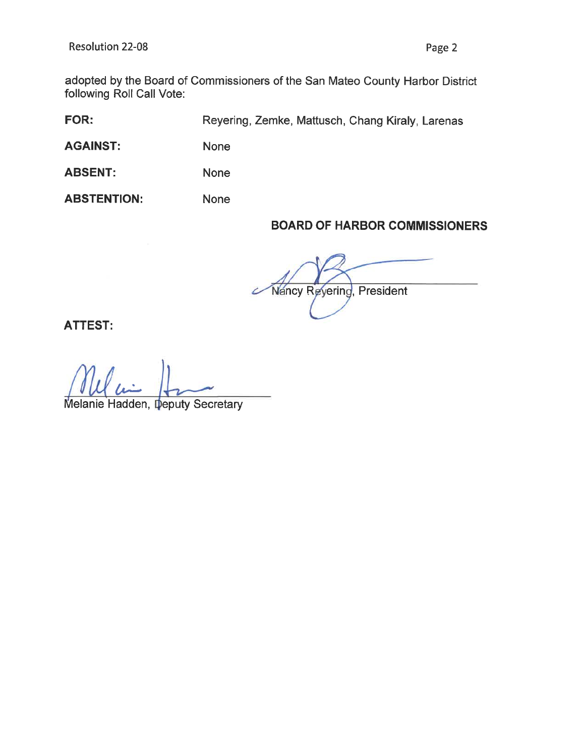adopted by the Board of Commissioners of the San Mateo County Harbor District following Roll Call Vote:

| | |
|---|---|
| **FOR:** | Reyering, Zemke, Mattusch, Chang Kiraly, Larenas |
| **AGAINST:** | None |
| **ABSENT:** | None |
| **ABSTENTION:** | None |

**BOARD OF HARBOR COMMISSIONERS**

Nancy Reyering, President

**ATTEST:**

Melanie Hadden, Deputy Secretary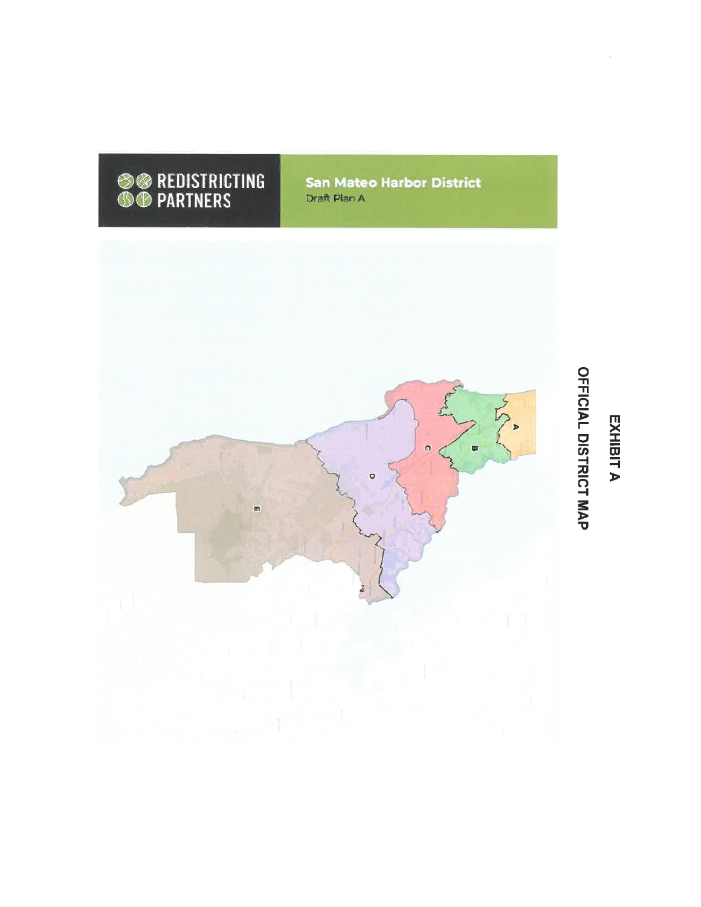# EXHIBIT A

## OFFICIAL DISTRICT MAP

REDISTRICTING PARTNERS

**San Mateo Harbor District**

Draft Plan A

A

B

C

D

E